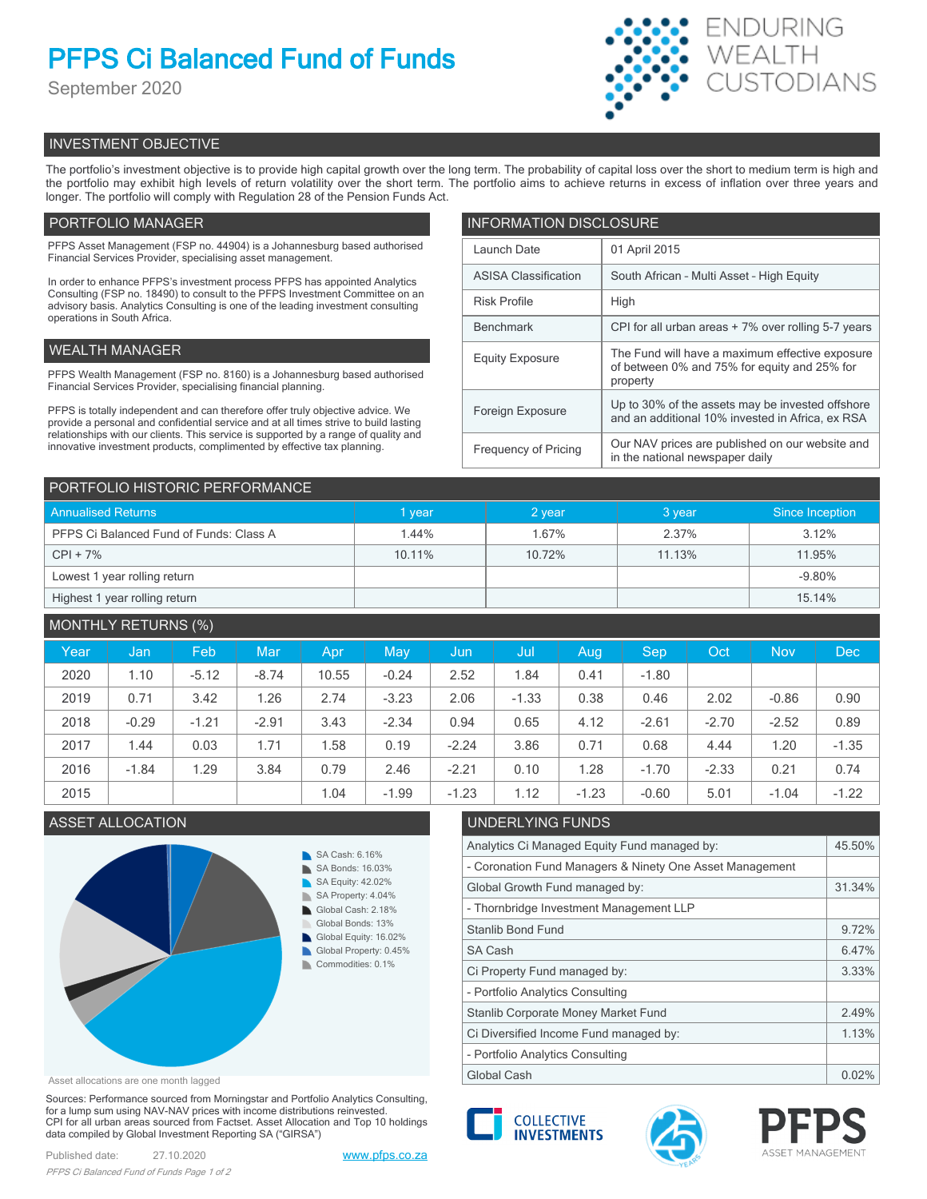# PFPS Ci Balanced Fund of Funds

September 2020

ENDURING WEALTH CUSTODIANS

## INVESTMENT OBJECTIVE

The portfolio's investment objective is to provide high capital growth over the long term. The probability of capital loss over the short to medium term is high and the portfolio may exhibit high levels of return volatility over the short term. The portfolio aims to achieve returns in excess of inflation over three years and longer. The portfolio will comply with Regulation 28 of the Pension Funds Act.

## PORTFOLIO MANAGER

PFPS Asset Management (FSP no. 44904) is a Johannesburg based authorised Financial Services Provider, specialising asset management.

In order to enhance PFPS's investment process PFPS has appointed Analytics Consulting (FSP no. 18490) to consult to the PFPS Investment Committee on an advisory basis. Analytics Consulting is one of the leading investment consulting operations in South Africa.

## WEALTH MANAGER

PFPS Wealth Management (FSP no. 8160) is a Johannesburg based authorised Financial Services Provider, specialising financial planning.

PFPS is totally independent and can therefore offer truly objective advice. We provide a personal and confidential service and at all times strive to build lasting relationships with our clients. This service is supported by a range of quality and innovative investment products, complimented by effective tax planning.

## INFORMATION DISCLOSURE

| | |
|---|---|
| Launch Date | 01 April 2015 |
| ASISA Classification | South African - Multi Asset - High Equity |
| Risk Profile | High |
| Benchmark | CPI for all urban areas + 7% over rolling 5-7 years |
| Equity Exposure | The Fund will have a maximum effective exposure of between 0% and 75% for equity and 25% for property |
| Foreign Exposure | Up to 30% of the assets may be invested offshore and an additional 10% invested in Africa, ex RSA |
| Frequency of Pricing | Our NAV prices are published on our website and in the national newspaper daily |

## PORTFOLIO HISTORIC PERFORMANCE

| Annualised Returns | 1 year | 2 year | 3 year | Since Inception |
|---|---|---|---|---|
| PFPS Ci Balanced Fund of Funds: Class A | 1.44% | 1.67% | 2.37% | 3.12% |
| CPI + 7% | 10.11% | 10.72% | 11.13% | 11.95% |
| Lowest 1 year rolling return | | | | -9.80% |
| Highest 1 year rolling return | | | | 15.14% |

## MONTHLY RETURNS (%)

| Year | Jan | Feb | Mar | Apr | May | Jun | Jul | Aug | Sep | Oct | Nov | Dec |
|---|---|---|---|---|---|---|---|---|---|---|---|---|
| 2020 | 1.10 | -5.12 | -8.74 | 10.55 | -0.24 | 2.52 | 1.84 | 0.41 | -1.80 | | | |
| 2019 | 0.71 | 3.42 | 1.26 | 2.74 | -3.23 | 2.06 | -1.33 | 0.38 | 0.46 | 2.02 | -0.86 | 0.90 |
| 2018 | -0.29 | -1.21 | -2.91 | 3.43 | -2.34 | 0.94 | 0.65 | 4.12 | -2.61 | -2.70 | -2.52 | 0.89 |
| 2017 | 1.44 | 0.03 | 1.71 | 1.58 | 0.19 | -2.24 | 3.86 | 0.71 | 0.68 | 4.44 | 1.20 | -1.35 |
| 2016 | -1.84 | 1.29 | 3.84 | 0.79 | 2.46 | -2.21 | 0.10 | 1.28 | -1.70 | -2.33 | 0.21 | 0.74 |
| 2015 | | | | 1.04 | -1.99 | -1.23 | 1.12 | -1.23 | -0.60 | 5.01 | -1.04 | -1.22 |

## ASSET ALLOCATION

- SA Cash: 6.16%
- SA Bonds: 16.03%
- SA Equity: 42.02%
- SA Property: 4.04%
- Global Cash: 2.18%
- Global Bonds: 13%
- Global Equity: 16.02%
- Global Property: 0.45%
- Commodities: 0.1%

Asset allocations are one month lagged

## UNDERLYING FUNDS

| | |
|---|---|
| Analytics Ci Managed Equity Fund managed by: | 45.50% |
| - Coronation Fund Managers & Ninety One Asset Management | |
| Global Growth Fund managed by: | 31.34% |
| - Thornbridge Investment Management LLP | |
| Stanlib Bond Fund | 9.72% |
| SA Cash | 6.47% |
| Ci Property Fund managed by: | 3.33% |
| - Portfolio Analytics Consulting | |
| Stanlib Corporate Money Market Fund | 2.49% |
| Ci Diversified Income Fund managed by: | 1.13% |
| - Portfolio Analytics Consulting | |
| Global Cash | 0.02% |

Sources: Performance sourced from Morningstar and Portfolio Analytics Consulting, for a lump sum using NAV-NAV prices with income distributions reinvested. CPI for all urban areas sourced from Factset. Asset Allocation and Top 10 holdings data compiled by Global Investment Reporting SA ("GIRSA")

Published date: 27.10.2020 www.pfps.co.za

COLLECTIVE INVESTMENTS

PFPS ASSET MANAGEMENT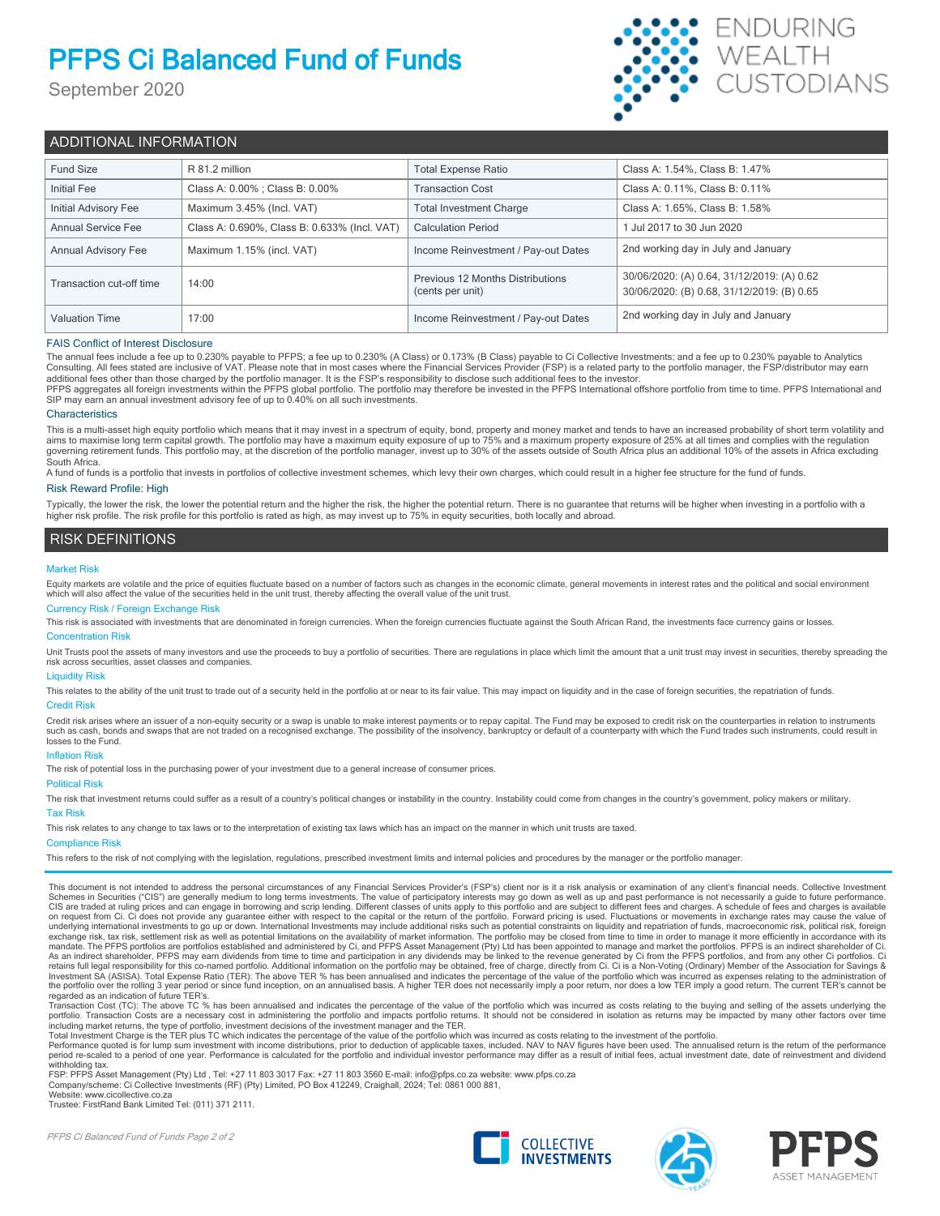# PFPS Ci Balanced Fund of Funds

September 2020

## ADDITIONAL INFORMATION

| | | | |
|---|---|---|---|
| Fund Size | R 81.2 million | Total Expense Ratio | Class A: 1.54%, Class B: 1.47% |
| Initial Fee | Class A: 0.00% ; Class B: 0.00% | Transaction Cost | Class A: 0.11%, Class B: 0.11% |
| Initial Advisory Fee | Maximum 3.45% (Incl. VAT) | Total Investment Charge | Class A: 1.65%, Class B: 1.58% |
| Annual Service Fee | Class A: 0.690%, Class B: 0.633% (Incl. VAT) | Calculation Period | 1 Jul 2017 to 30 Jun 2020 |
| Annual Advisory Fee | Maximum 1.15% (incl. VAT) | Income Reinvestment / Pay-out Dates | 2nd working day in July and January |
| Transaction cut-off time | 14:00 | Previous 12 Months Distributions (cents per unit) | 30/06/2020: (A) 0.64, 31/12/2019: (A) 0.62<br>30/06/2020: (B) 0.68, 31/12/2019: (B) 0.65 |
| Valuation Time | 17:00 | Income Reinvestment / Pay-out Dates | 2nd working day in July and January |

### FAIS Conflict of Interest Disclosure

The annual fees include a fee up to 0.230% payable to PFPS; a fee up to 0.230% (A Class) or 0.173% (B Class) payable to Ci Collective Investments; and a fee up to 0.230% payable to Analytics Consulting. All fees stated are inclusive of VAT. Please note that in most cases where the Financial Services Provider (FSP) is a related party to the portfolio manager, the FSP/distributor may earn additional fees other than those charged by the portfolio manager. It is the FSP's responsibility to disclose such additional fees to the investor.
PFPS aggregates all foreign investments within the PFPS global portfolio. The portfolio may therefore be invested in the PFPS International offshore portfolio from time to time. PFPS International and SIP may earn an annual investment advisory fee of up to 0.40% on all such investments.

### Characteristics

This is a multi-asset high equity portfolio which means that it may invest in a spectrum of equity, bond, property and money market and tends to have an increased probability of short term volatility and aims to maximise long term capital growth. The portfolio may have a maximum equity exposure of up to 75% and a maximum property exposure of 25% at all times and complies with the regulation governing retirement funds. This portfolio may, at the discretion of the portfolio manager, invest up to 30% of the assets outside of South Africa plus an additional 10% of the assets in Africa excluding South Africa.
A fund of funds is a portfolio that invests in portfolios of collective investment schemes, which levy their own charges, which could result in a higher fee structure for the fund of funds.

### Risk Reward Profile: High

Typically, the lower the risk, the lower the potential return and the higher the risk, the higher the potential return. There is no guarantee that returns will be higher when investing in a portfolio with a higher risk profile. The risk profile for this portfolio is rated as high, as may invest up to 75% in equity securities, both locally and abroad.

## RISK DEFINITIONS

### Market Risk

Equity markets are volatile and the price of equities fluctuate based on a number of factors such as changes in the economic climate, general movements in interest rates and the political and social environment which will also affect the value of the securities held in the unit trust, thereby affecting the overall value of the unit trust.

### Currency Risk / Foreign Exchange Risk

This risk is associated with investments that are denominated in foreign currencies. When the foreign currencies fluctuate against the South African Rand, the investments face currency gains or losses.

### Concentration Risk

Unit Trusts pool the assets of many investors and use the proceeds to buy a portfolio of securities. There are regulations in place which limit the amount that a unit trust may invest in securities, thereby spreading the risk across securities, asset classes and companies.

### Liquidity Risk

This relates to the ability of the unit trust to trade out of a security held in the portfolio at or near to its fair value. This may impact on liquidity and in the case of foreign securities, the repatriation of funds.

### Credit Risk

Credit risk arises where an issuer of a non-equity security or a swap is unable to make interest payments or to repay capital. The Fund may be exposed to credit risk on the counterparties in relation to instruments such as cash, bonds and swaps that are not traded on a recognised exchange. The possibility of the insolvency, bankruptcy or default of a counterparty with which the Fund trades such instruments, could result in losses to the Fund.

### Inflation Risk

The risk of potential loss in the purchasing power of your investment due to a general increase of consumer prices.

### Political Risk

The risk that investment returns could suffer as a result of a country's political changes or instability in the country. Instability could come from changes in the country's government, policy makers or military.

### Tax Risk

This risk relates to any change to tax laws or to the interpretation of existing tax laws which has an impact on the manner in which unit trusts are taxed.

### Compliance Risk

This refers to the risk of not complying with the legislation, regulations, prescribed investment limits and internal policies and procedures by the manager or the portfolio manager.

---

This document is not intended to address the personal circumstances of any Financial Services Provider's (FSP's) client nor is it a risk analysis or examination of any client's financial needs. Collective Investment Schemes in Securities ("CIS") are generally medium to long terms investments. The value of participatory interests may go down as well as up and past performance is not necessarily a guide to future performance. CIS are traded at ruling prices and can engage in borrowing and scrip lending. Different classes of units apply to this portfolio and are subject to different fees and charges. A schedule of fees and charges is available on request from Ci. Ci does not provide any guarantee either with respect to the capital or the return of the portfolio. Forward pricing is used. Fluctuations or movements in exchange rates may cause the value of underlying international investments to go up or down. International Investments may include additional risks such as potential constraints on liquidity and repatriation of funds, macroeconomic risk, political risk, foreign exchange risk, tax risk, settlement risk as well as potential limitations on the availability of market information. The portfolio may be closed from time to time in order to manage it more efficiently in accordance with its mandate. The PFPS portfolios are portfolios established and administered by Ci, and PFPS Asset Management (Pty) Ltd has been appointed to manage and market the portfolios. PFPS is an indirect shareholder of Ci. As an indirect shareholder, PFPS may earn dividends from time to time and participation in any dividends may be linked to the revenue generated by Ci from the PFPS portfolios, and from any other Ci portfolios. Ci retains full legal responsibility for this co-named portfolio. Additional information on the portfolio may be obtained, free of charge, directly from Ci. Ci is a Non-Voting (Ordinary) Member of the Association for Savings & Investment SA (ASISA). Total Expense Ratio (TER): The above TER % has been annualised and indicates the percentage of the value of the portfolio which was incurred as expenses relating to the administration of the portfolio over the rolling 3 year period or since fund inception, on an annualised basis. A higher TER does not necessarily imply a poor return, nor does a low TER imply a good return. The current TER's cannot be regarded as an indication of future TER's.
Transaction Cost (TC): The above TC % has been annualised and indicates the percentage of the value of the portfolio which was incurred as costs relating to the buying and selling of the assets underlying the portfolio. Transaction Costs are a necessary cost in administering the portfolio and impacts portfolio returns. It should not be considered in isolation as returns may be impacted by many other factors over time including market returns, the type of portfolio, investment decisions of the investment manager and the TER.
Total Investment Charge is the TER plus TC which indicates the percentage of the value of the portfolio which was incurred as costs relating to the investment of the portfolio.
Performance quoted is for lump sum investment with income distributions, prior to deduction of applicable taxes, included. NAV to NAV figures have been used. The annualised return is the return of the performance period re-scaled to a period of one year. Performance is calculated for the portfolio and individual investor performance may differ as a result of initial fees, actual investment date, date of reinvestment and dividend withholding tax.
FSP: PFPS Asset Management (Pty) Ltd , Tel: +27 11 803 3017 Fax: +27 11 803 3560 E-mail: info@pfps.co.za website: www.pfps.co.za
Company/scheme: Ci Collective Investments (RF) (Pty) Limited, PO Box 412249, Craighall, 2024; Tel: 0861 000 881,
Website: www.cicollective.co.za
Trustee: FirstRand Bank Limited Tel: (011) 371 2111.